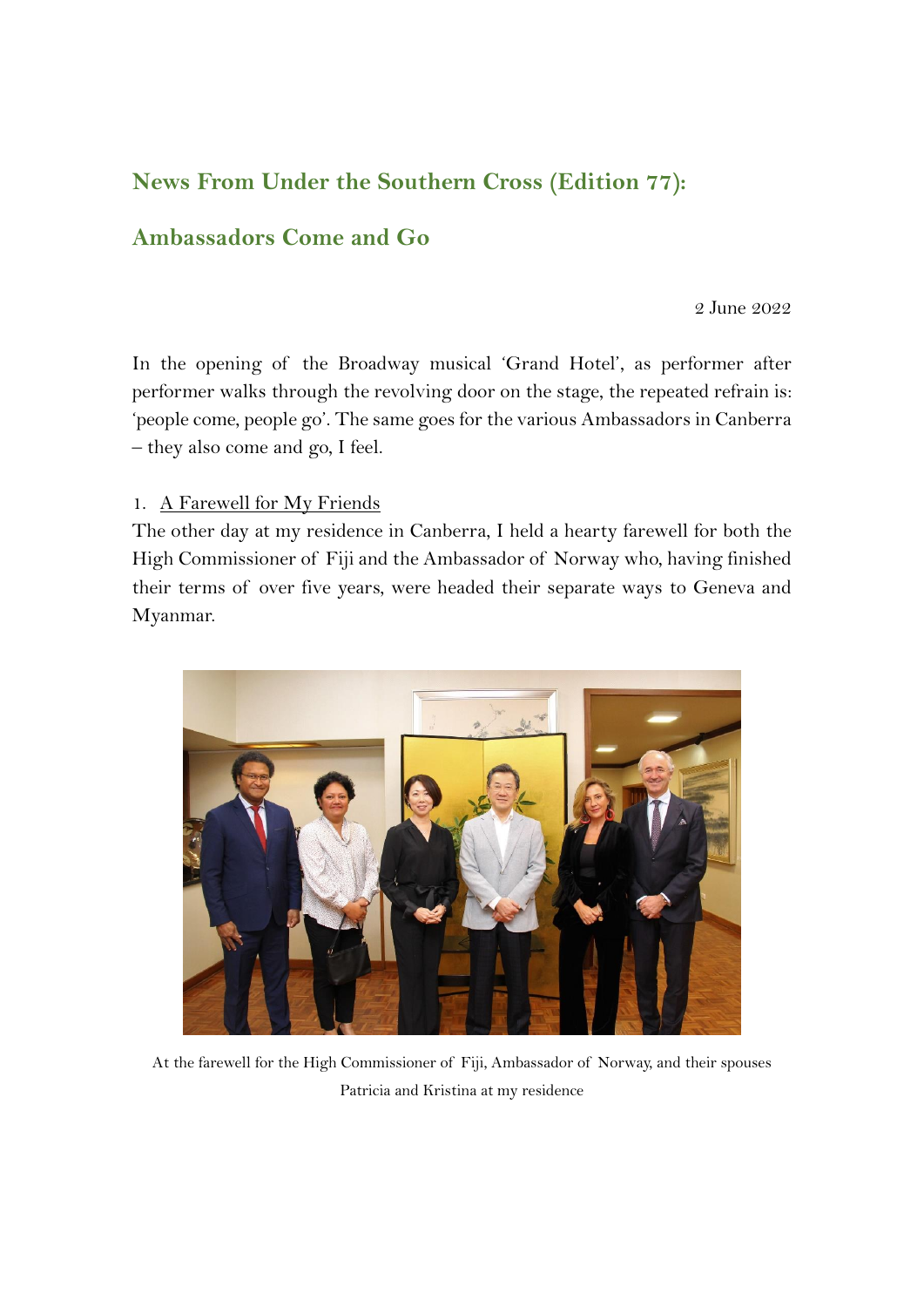## News From Under the Southern Cross (Edition 77):

## Ambassadors Come and Go

2 June 2022

In the opening of the Broadway musical 'Grand Hotel', as performer after performer walks through the revolving door on the stage, the repeated refrain is: 'people come, people go'. The same goes for the various Ambassadors in Canberra – they also come and go, I feel.

1. A Farewell for My Friends

The other day at my residence in Canberra, I held a hearty farewell for both the High Commissioner of Fiji and the Ambassador of Norway who, having finished their terms of over five years, were headed their separate ways to Geneva and Myanmar.

At the farewell for the High Commissioner of Fiji, Ambassador of Norway, and their spouses Patricia and Kristina at my residence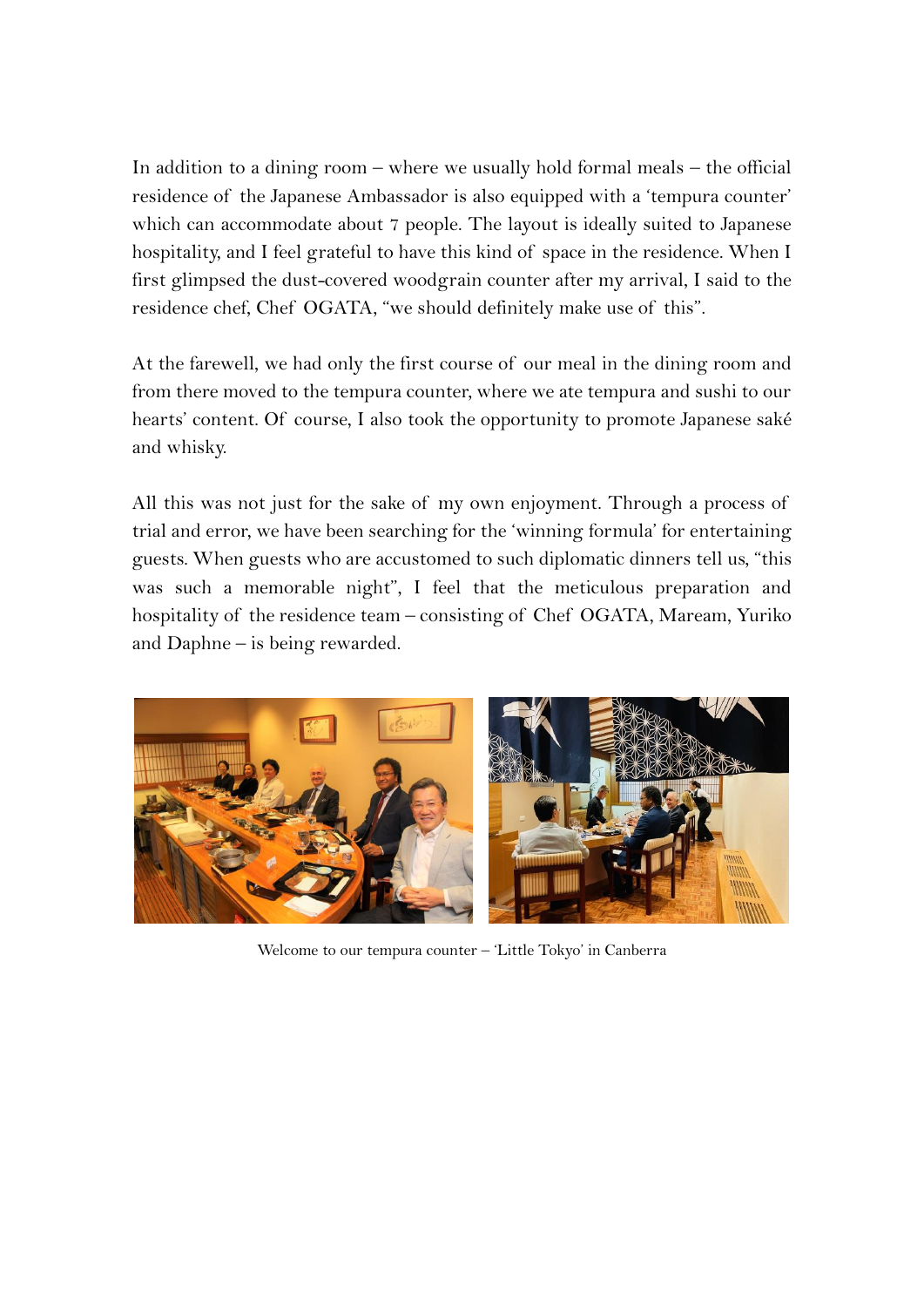In addition to a dining room – where we usually hold formal meals – the official residence of the Japanese Ambassador is also equipped with a 'tempura counter' which can accommodate about 7 people. The layout is ideally suited to Japanese hospitality, and I feel grateful to have this kind of space in the residence. When I first glimpsed the dust-covered woodgrain counter after my arrival, I said to the residence chef, Chef OGATA, "we should definitely make use of this".

At the farewell, we had only the first course of our meal in the dining room and from there moved to the tempura counter, where we ate tempura and sushi to our hearts' content. Of course, I also took the opportunity to promote Japanese saké and whisky.

All this was not just for the sake of my own enjoyment. Through a process of trial and error, we have been searching for the 'winning formula' for entertaining guests. When guests who are accustomed to such diplomatic dinners tell us, "this was such a memorable night", I feel that the meticulous preparation and hospitality of the residence team – consisting of Chef OGATA, Maream, Yuriko and Daphne – is being rewarded.

Welcome to our tempura counter – 'Little Tokyo' in Canberra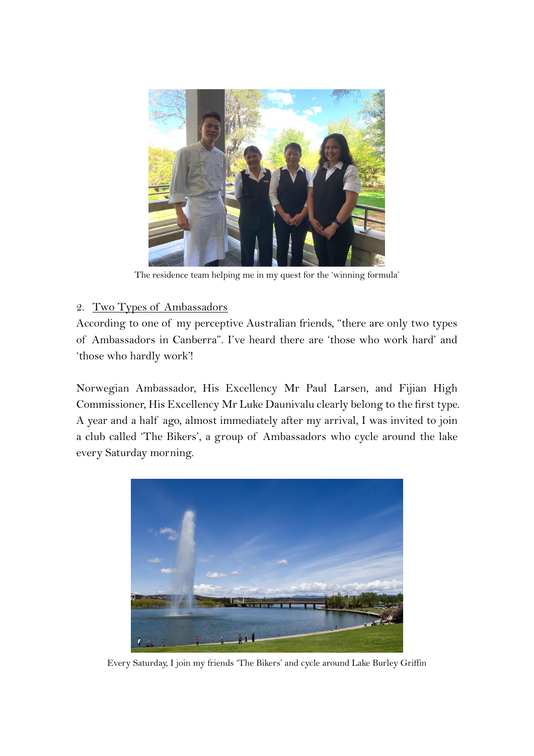The residence team helping me in my quest for the 'winning formula'

2. <u>Two Types of Ambassadors</u>

According to one of my perceptive Australian friends, "there are only two types of Ambassadors in Canberra". I've heard there are 'those who work hard' and 'those who hardly work'!

Norwegian Ambassador, His Excellency Mr Paul Larsen, and Fijian High Commissioner, His Excellency Mr Luke Daunivalu clearly belong to the first type. A year and a half ago, almost immediately after my arrival, I was invited to join a club called 'The Bikers', a group of Ambassadors who cycle around the lake every Saturday morning.

Every Saturday, I join my friends 'The Bikers' and cycle around Lake Burley Griffin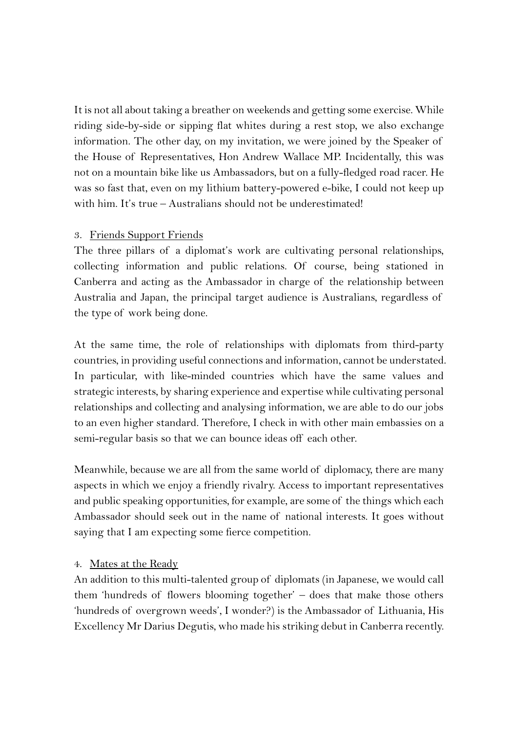It is not all about taking a breather on weekends and getting some exercise. While riding side-by-side or sipping flat whites during a rest stop, we also exchange information. The other day, on my invitation, we were joined by the Speaker of the House of Representatives, Hon Andrew Wallace MP. Incidentally, this was not on a mountain bike like us Ambassadors, but on a fully-fledged road racer. He was so fast that, even on my lithium battery-powered e-bike, I could not keep up with him. It's true – Australians should not be underestimated!

### 3. Friends Support Friends

The three pillars of a diplomat's work are cultivating personal relationships, collecting information and public relations. Of course, being stationed in Canberra and acting as the Ambassador in charge of the relationship between Australia and Japan, the principal target audience is Australians, regardless of the type of work being done.

At the same time, the role of relationships with diplomats from third-party countries, in providing useful connections and information, cannot be understated. In particular, with like-minded countries which have the same values and strategic interests, by sharing experience and expertise while cultivating personal relationships and collecting and analysing information, we are able to do our jobs to an even higher standard. Therefore, I check in with other main embassies on a semi-regular basis so that we can bounce ideas off each other.

Meanwhile, because we are all from the same world of diplomacy, there are many aspects in which we enjoy a friendly rivalry. Access to important representatives and public speaking opportunities, for example, are some of the things which each Ambassador should seek out in the name of national interests. It goes without saying that I am expecting some fierce competition.

### 4. Mates at the Ready

An addition to this multi-talented group of diplomats (in Japanese, we would call them 'hundreds of flowers blooming together' – does that make those others 'hundreds of overgrown weeds', I wonder?) is the Ambassador of Lithuania, His Excellency Mr Darius Degutis, who made his striking debut in Canberra recently.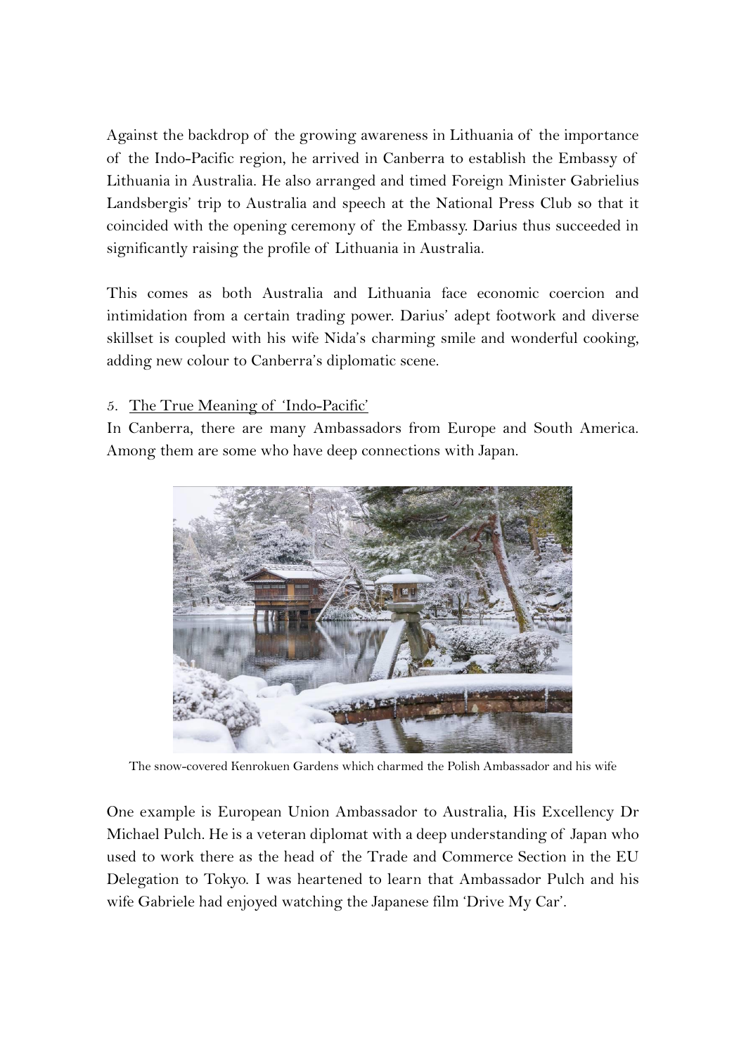Against the backdrop of the growing awareness in Lithuania of the importance of the Indo-Pacific region, he arrived in Canberra to establish the Embassy of Lithuania in Australia. He also arranged and timed Foreign Minister Gabrielius Landsbergis' trip to Australia and speech at the National Press Club so that it coincided with the opening ceremony of the Embassy. Darius thus succeeded in significantly raising the profile of Lithuania in Australia.

This comes as both Australia and Lithuania face economic coercion and intimidation from a certain trading power. Darius' adept footwork and diverse skillset is coupled with his wife Nida's charming smile and wonderful cooking, adding new colour to Canberra's diplomatic scene.

5. The True Meaning of 'Indo-Pacific'

In Canberra, there are many Ambassadors from Europe and South America. Among them are some who have deep connections with Japan.

The snow-covered Kenrokuen Gardens which charmed the Polish Ambassador and his wife

One example is European Union Ambassador to Australia, His Excellency Dr Michael Pulch. He is a veteran diplomat with a deep understanding of Japan who used to work there as the head of the Trade and Commerce Section in the EU Delegation to Tokyo. I was heartened to learn that Ambassador Pulch and his wife Gabriele had enjoyed watching the Japanese film 'Drive My Car'.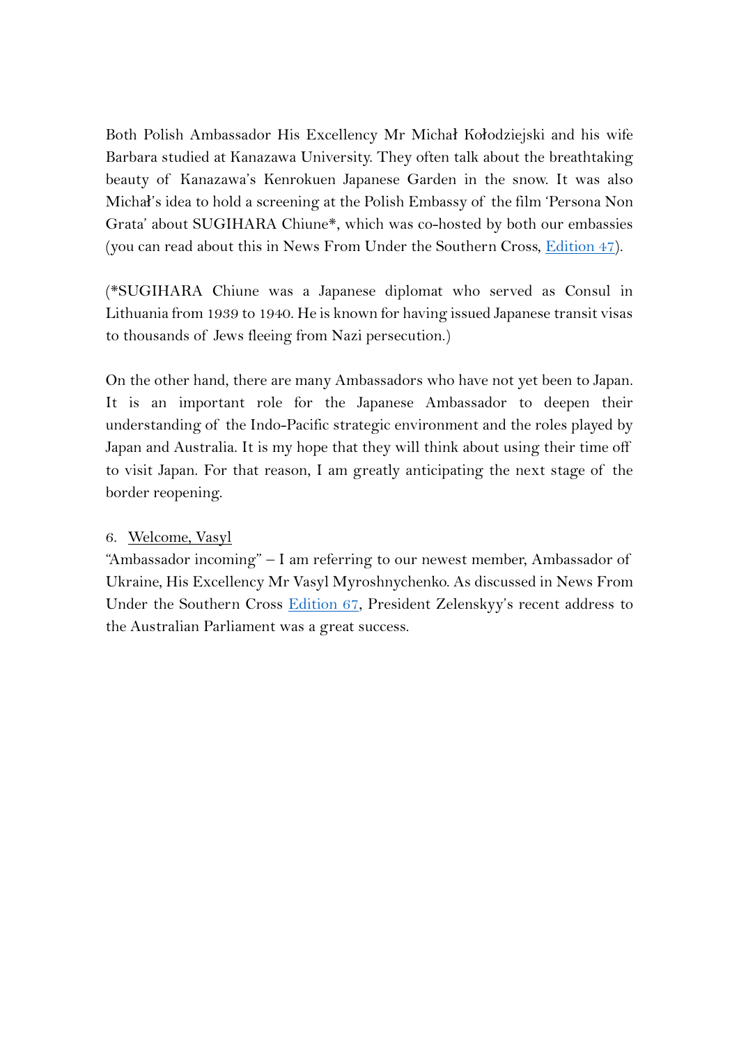Both Polish Ambassador His Excellency Mr Michał Kołodziejski and his wife Barbara studied at Kanazawa University. They often talk about the breathtaking beauty of Kanazawa's Kenrokuen Japanese Garden in the snow. It was also Michał's idea to hold a screening at the Polish Embassy of the film 'Persona Non Grata' about SUGIHARA Chiune*, which was co-hosted by both our embassies (you can read about this in News From Under the Southern Cross, [Edition 47]).

(*SUGIHARA Chiune was a Japanese diplomat who served as Consul in Lithuania from 1939 to 1940. He is known for having issued Japanese transit visas to thousands of Jews fleeing from Nazi persecution.)

On the other hand, there are many Ambassadors who have not yet been to Japan. It is an important role for the Japanese Ambassador to deepen their understanding of the Indo-Pacific strategic environment and the roles played by Japan and Australia. It is my hope that they will think about using their time off to visit Japan. For that reason, I am greatly anticipating the next stage of the border reopening.

6. <u>Welcome, Vasyl</u>

"Ambassador incoming" – I am referring to our newest member, Ambassador of Ukraine, His Excellency Mr Vasyl Myroshnychenko. As discussed in News From Under the Southern Cross [Edition 67], President Zelenskyy's recent address to the Australian Parliament was a great success.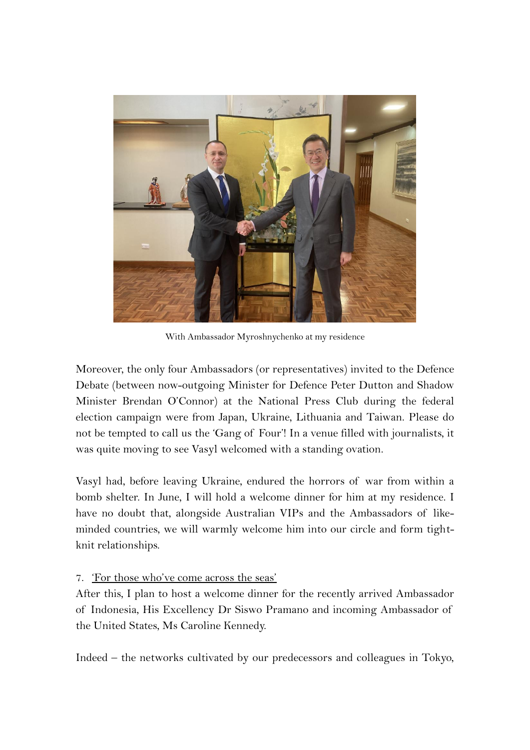With Ambassador Myroshnychenko at my residence

Moreover, the only four Ambassadors (or representatives) invited to the Defence Debate (between now-outgoing Minister for Defence Peter Dutton and Shadow Minister Brendan O'Connor) at the National Press Club during the federal election campaign were from Japan, Ukraine, Lithuania and Taiwan. Please do not be tempted to call us the 'Gang of Four'! In a venue filled with journalists, it was quite moving to see Vasyl welcomed with a standing ovation.

Vasyl had, before leaving Ukraine, endured the horrors of war from within a bomb shelter. In June, I will hold a welcome dinner for him at my residence. I have no doubt that, alongside Australian VIPs and the Ambassadors of like-minded countries, we will warmly welcome him into our circle and form tight-knit relationships.

7. <u>'For those who've come across the seas'</u>

After this, I plan to host a welcome dinner for the recently arrived Ambassador of Indonesia, His Excellency Dr Siswo Pramano and incoming Ambassador of the United States, Ms Caroline Kennedy.

Indeed – the networks cultivated by our predecessors and colleagues in Tokyo,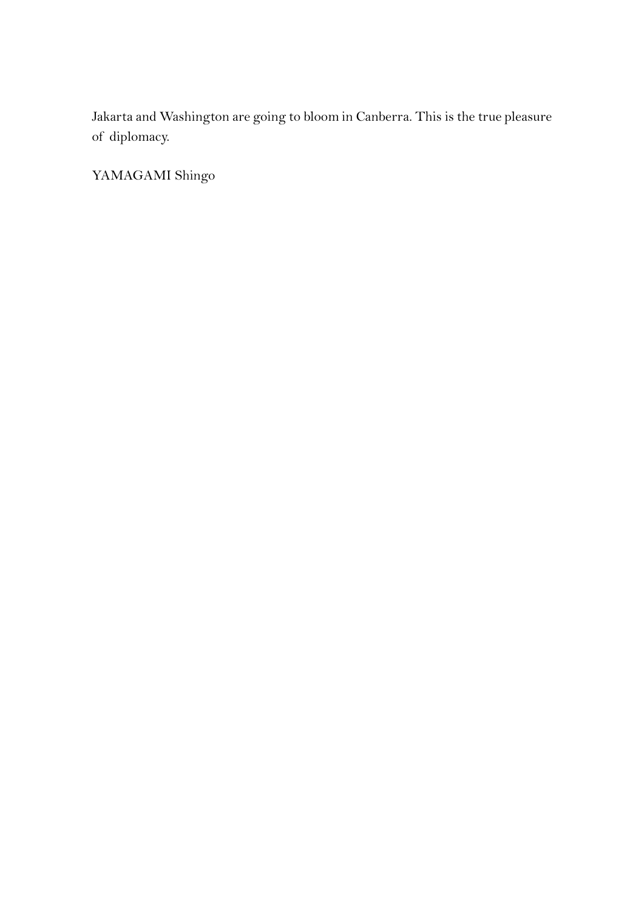Jakarta and Washington are going to bloom in Canberra. This is the true pleasure of diplomacy.

YAMAGAMI Shingo